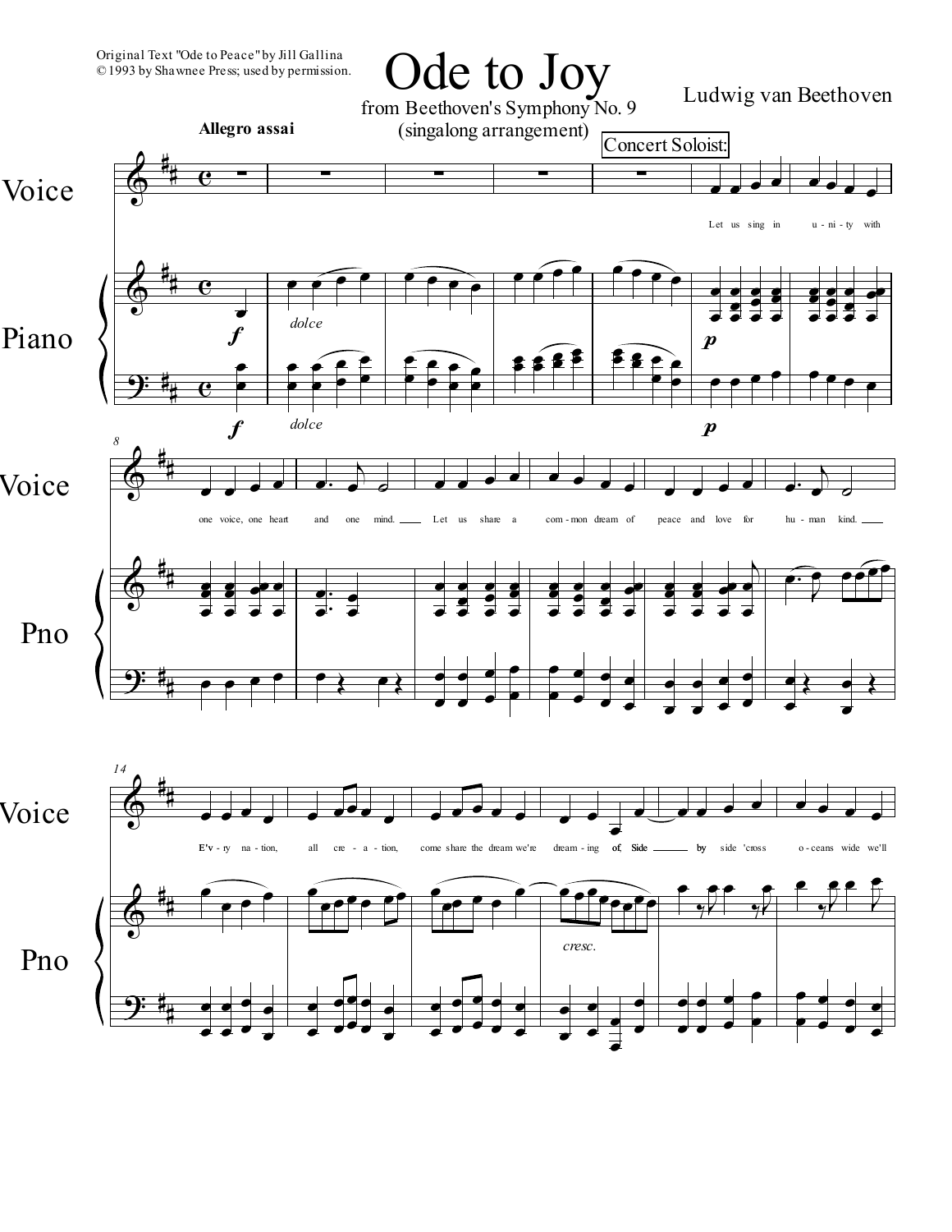Original Text "Ode to Peace" by Jill Gallina
© 1993 by Shawnee Press; used by permission.

# Ode to Joy

from Beethoven's Symphony No. 9
(singalong arrangement)

Ludwig van Beethoven

**Allegro assai**

Concert Soloist:

Let us sing in unity with one voice, one heart and one mind. Let us share a common dream of peace and love for human kind. E'v-ry nation, all cre-a-tion, come share the dream we're dream-ing of, Side by side 'cross o-ceans wide we'll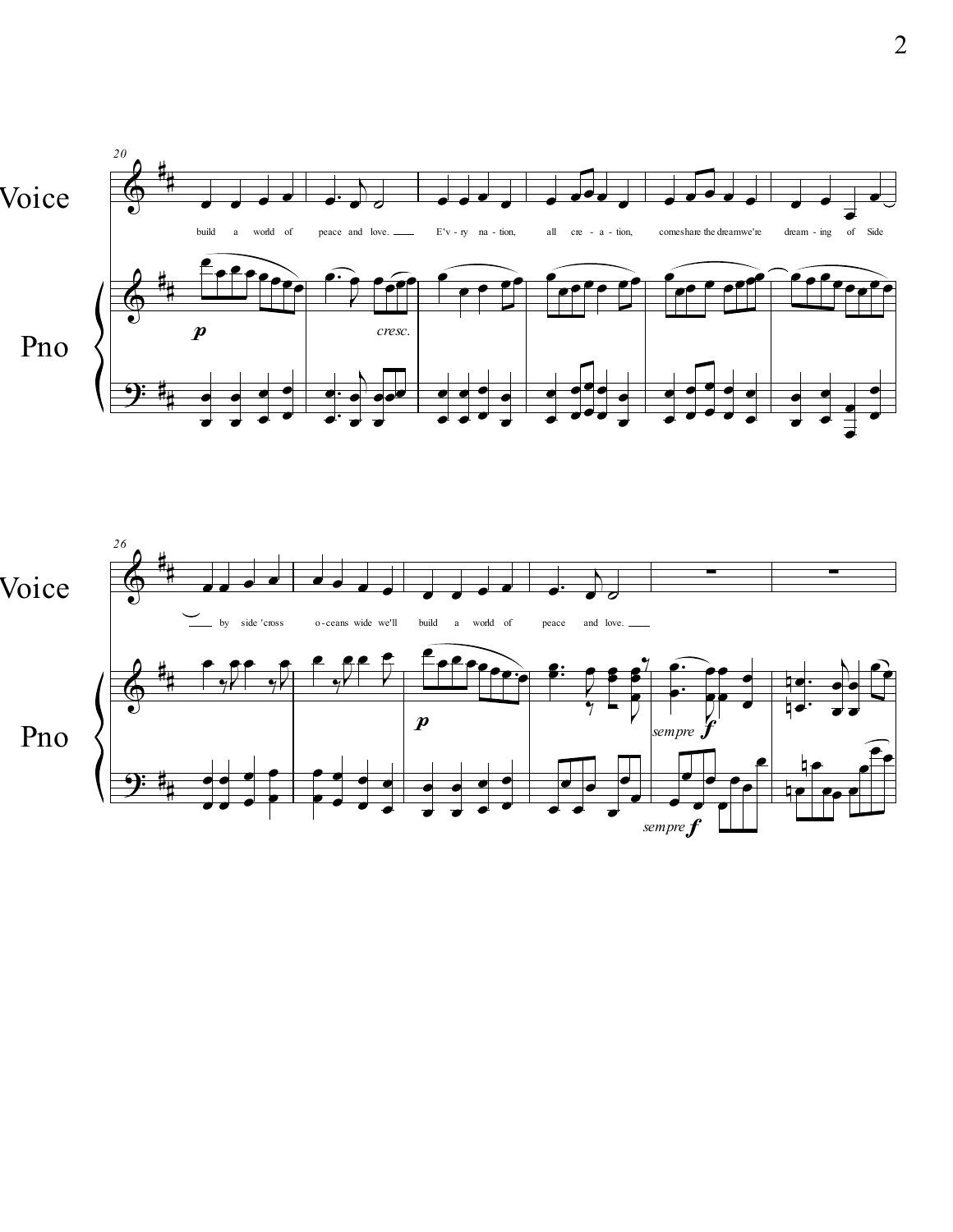build a world of peace and love. E'v - ry na - tion, all cre - a - tion, come share the dream we're dream - ing of Side by side 'cross o - ceans wide we'll build a world of peace and love.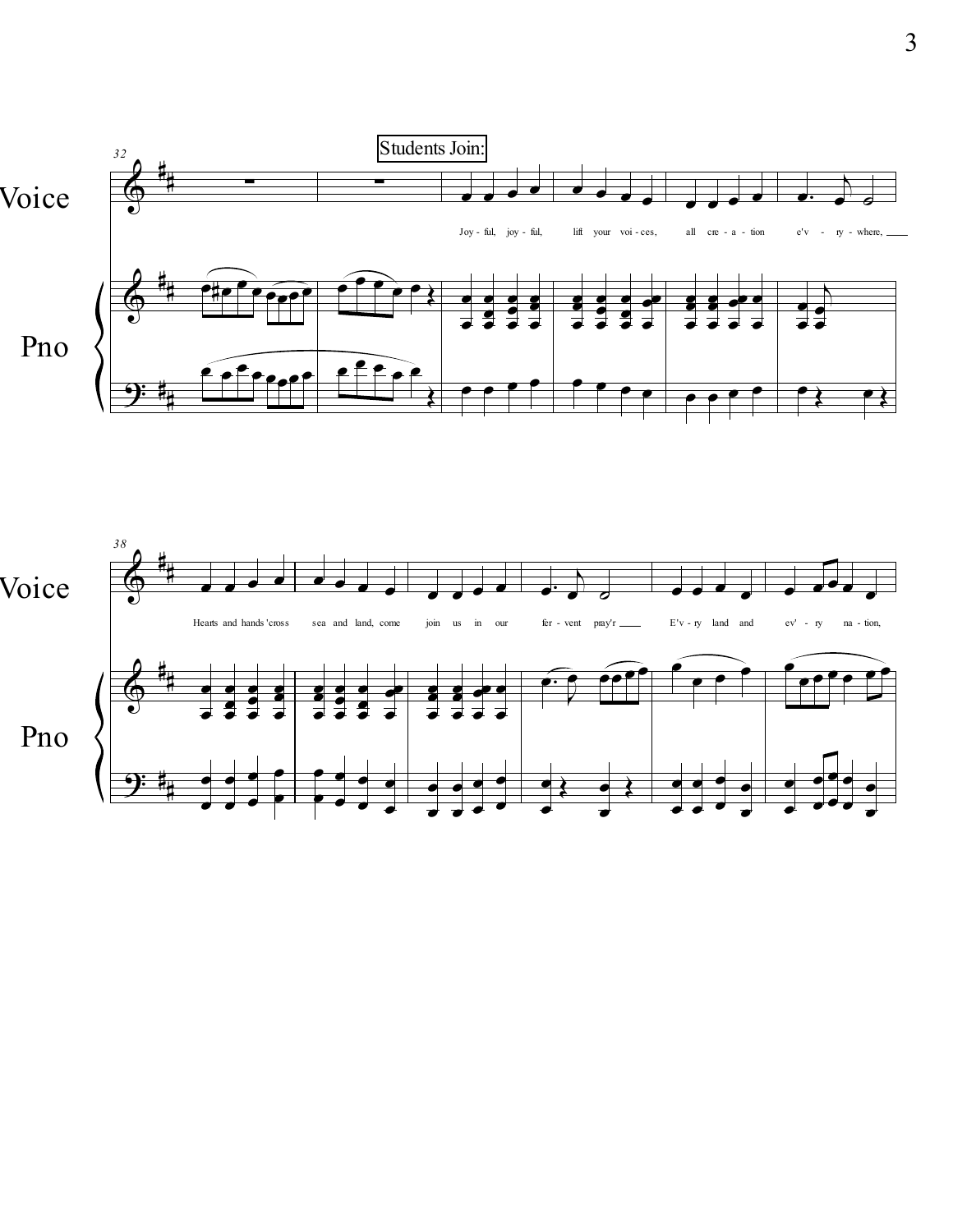Students Join:

Joy - ful, joy - ful, lift your voi - ces, all cre - a - tion e'v - ry - where,

Hearts and hands 'cross sea and land, come join us in our fer - vent pray'r

E'v - ry land and ev' - ry na - tion,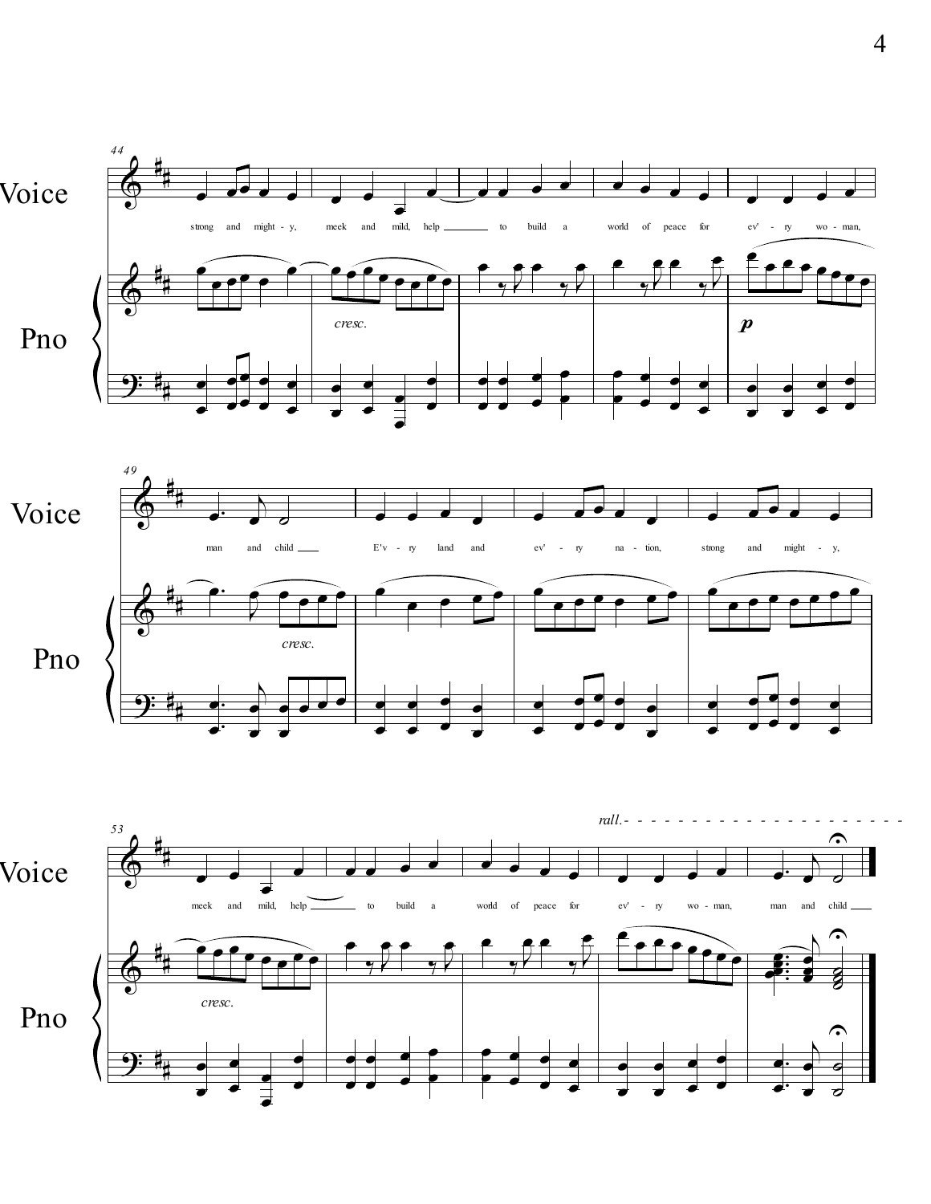Voice

strong and might - y, meek and mild, help to build a world of peace for ev' - ry wo - man,

Pno

*cresc.*

***p***

man and child E'v - ry land and ev' - ry na - tion, strong and might - y,

*cresc.*

*rall.*

meek and mild, help to build a world of peace for ev' - ry wo - man, man and child

*cresc.*